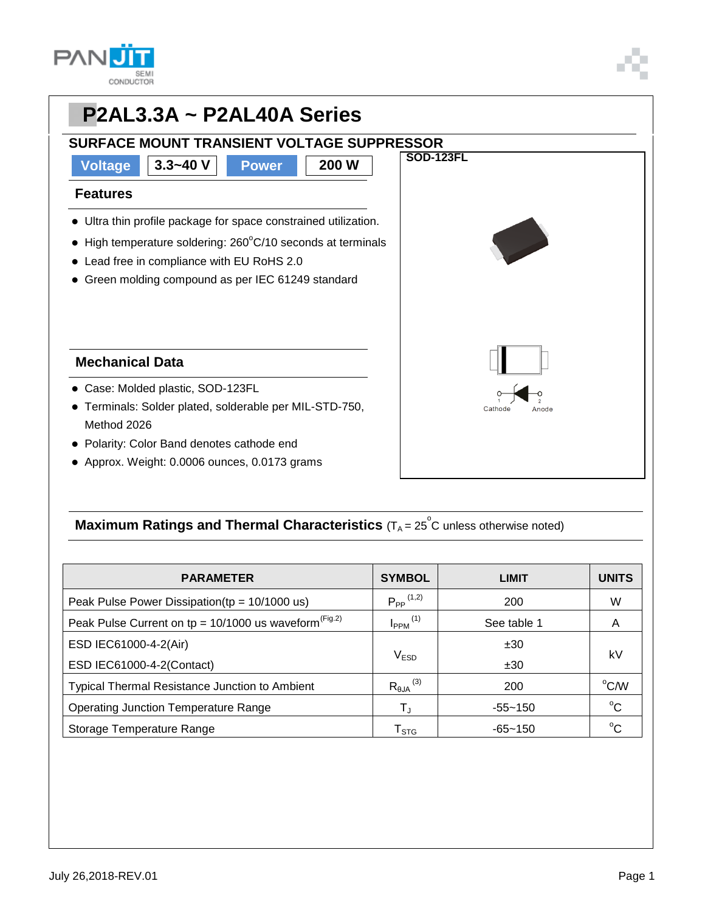# P2AL3.3A ~ P2AL40A Series

## SURFACE MOUNT TRANSIENT VOLTAGE SUPPRESSOR

| Voltage | 3.3~40 V | Power | 200 W |
|---|---|---|---|

SOD-123FL

Cathode    Anode

### Features

- Ultra thin profile package for space constrained utilization.
- High temperature soldering: 260°C/10 seconds at terminals
- Lead free in compliance with EU RoHS 2.0
- Green molding compound as per IEC 61249 standard

### Mechanical Data

- Case: Molded plastic, SOD-123FL
- Terminals: Solder plated, solderable per MIL-STD-750, Method 2026
- Polarity: Color Band denotes cathode end
- Approx. Weight: 0.0006 ounces, 0.0173 grams

### Maximum Ratings and Thermal Characteristics ($T_A$ = 25°C unless otherwise noted)

| PARAMETER | SYMBOL | LIMIT | UNITS |
|---|---|---|---|
| Peak Pulse Power Dissipation(tp = 10/1000 us) | $P_{PP}$ (1,2) | 200 | W |
| Peak Pulse Current on tp = 10/1000 us waveform (Fig.2) | $I_{PPM}$ (1) | See table 1 | A |
| ESD IEC61000-4-2(Air) | $V_{ESD}$ | ±30 | kV |
| ESD IEC61000-4-2(Contact) | | ±30 | |
| Typical Thermal Resistance Junction to Ambient | $R_{\theta JA}$ (3) | 200 | °C/W |
| Operating Junction Temperature Range | $T_J$ | -55~150 | °C |
| Storage Temperature Range | $T_{STG}$ | -65~150 | °C |

July 26,2018-REV.01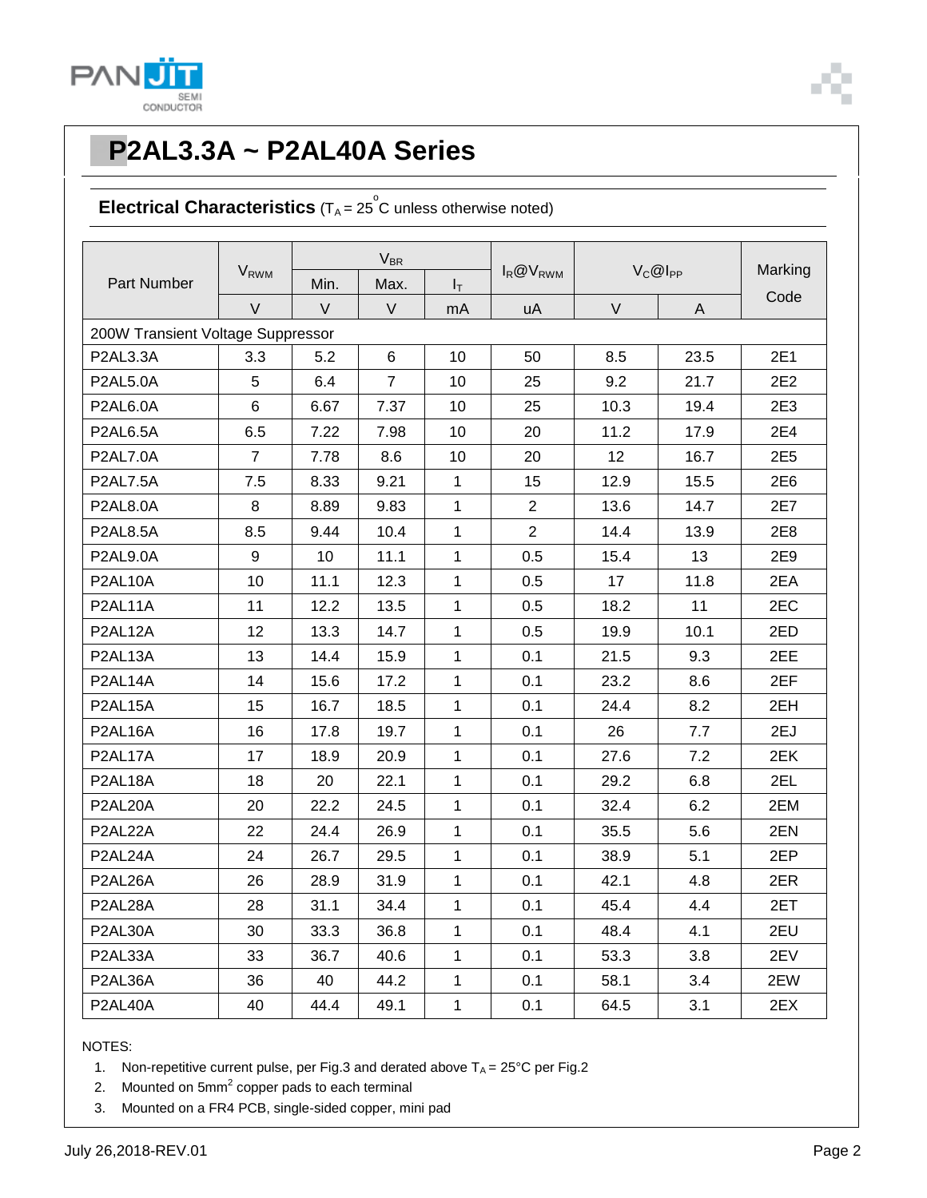# P2AL3.3A ~ P2AL40A Series

## Electrical Characteristics ($T_A$ = 25 $^oC$ unless otherwise noted)

| Part Number | $V_{RWM}$ | $V_{BR}$ | | | $I_R$@$V_{RWM}$ | $V_C$@$I_{PP}$ | | Marking Code |
|---|---|---|---|---|---|---|---|---|
| | | Min. | Max. | $I_T$ | | | | |
| | V | V | V | mA | uA | V | A | |
| 200W Transient Voltage Suppressor | | | | | | | | |
| P2AL3.3A | 3.3 | 5.2 | 6 | 10 | 50 | 8.5 | 23.5 | 2E1 |
| P2AL5.0A | 5 | 6.4 | 7 | 10 | 25 | 9.2 | 21.7 | 2E2 |
| P2AL6.0A | 6 | 6.67 | 7.37 | 10 | 25 | 10.3 | 19.4 | 2E3 |
| P2AL6.5A | 6.5 | 7.22 | 7.98 | 10 | 20 | 11.2 | 17.9 | 2E4 |
| P2AL7.0A | 7 | 7.78 | 8.6 | 10 | 20 | 12 | 16.7 | 2E5 |
| P2AL7.5A | 7.5 | 8.33 | 9.21 | 1 | 15 | 12.9 | 15.5 | 2E6 |
| P2AL8.0A | 8 | 8.89 | 9.83 | 1 | 2 | 13.6 | 14.7 | 2E7 |
| P2AL8.5A | 8.5 | 9.44 | 10.4 | 1 | 2 | 14.4 | 13.9 | 2E8 |
| P2AL9.0A | 9 | 10 | 11.1 | 1 | 0.5 | 15.4 | 13 | 2E9 |
| P2AL10A | 10 | 11.1 | 12.3 | 1 | 0.5 | 17 | 11.8 | 2EA |
| P2AL11A | 11 | 12.2 | 13.5 | 1 | 0.5 | 18.2 | 11 | 2EC |
| P2AL12A | 12 | 13.3 | 14.7 | 1 | 0.5 | 19.9 | 10.1 | 2ED |
| P2AL13A | 13 | 14.4 | 15.9 | 1 | 0.1 | 21.5 | 9.3 | 2EE |
| P2AL14A | 14 | 15.6 | 17.2 | 1 | 0.1 | 23.2 | 8.6 | 2EF |
| P2AL15A | 15 | 16.7 | 18.5 | 1 | 0.1 | 24.4 | 8.2 | 2EH |
| P2AL16A | 16 | 17.8 | 19.7 | 1 | 0.1 | 26 | 7.7 | 2EJ |
| P2AL17A | 17 | 18.9 | 20.9 | 1 | 0.1 | 27.6 | 7.2 | 2EK |
| P2AL18A | 18 | 20 | 22.1 | 1 | 0.1 | 29.2 | 6.8 | 2EL |
| P2AL20A | 20 | 22.2 | 24.5 | 1 | 0.1 | 32.4 | 6.2 | 2EM |
| P2AL22A | 22 | 24.4 | 26.9 | 1 | 0.1 | 35.5 | 5.6 | 2EN |
| P2AL24A | 24 | 26.7 | 29.5 | 1 | 0.1 | 38.9 | 5.1 | 2EP |
| P2AL26A | 26 | 28.9 | 31.9 | 1 | 0.1 | 42.1 | 4.8 | 2ER |
| P2AL28A | 28 | 31.1 | 34.4 | 1 | 0.1 | 45.4 | 4.4 | 2ET |
| P2AL30A | 30 | 33.3 | 36.8 | 1 | 0.1 | 48.4 | 4.1 | 2EU |
| P2AL33A | 33 | 36.7 | 40.6 | 1 | 0.1 | 53.3 | 3.8 | 2EV |
| P2AL36A | 36 | 40 | 44.2 | 1 | 0.1 | 58.1 | 3.4 | 2EW |
| P2AL40A | 40 | 44.4 | 49.1 | 1 | 0.1 | 64.5 | 3.1 | 2EX |

NOTES:

1. Non-repetitive current pulse, per Fig.3 and derated above $T_A$ = 25°C per Fig.2
2. Mounted on 5mm$^2$ copper pads to each terminal
3. Mounted on a FR4 PCB, single-sided copper, mini pad

July 26,2018-REV.01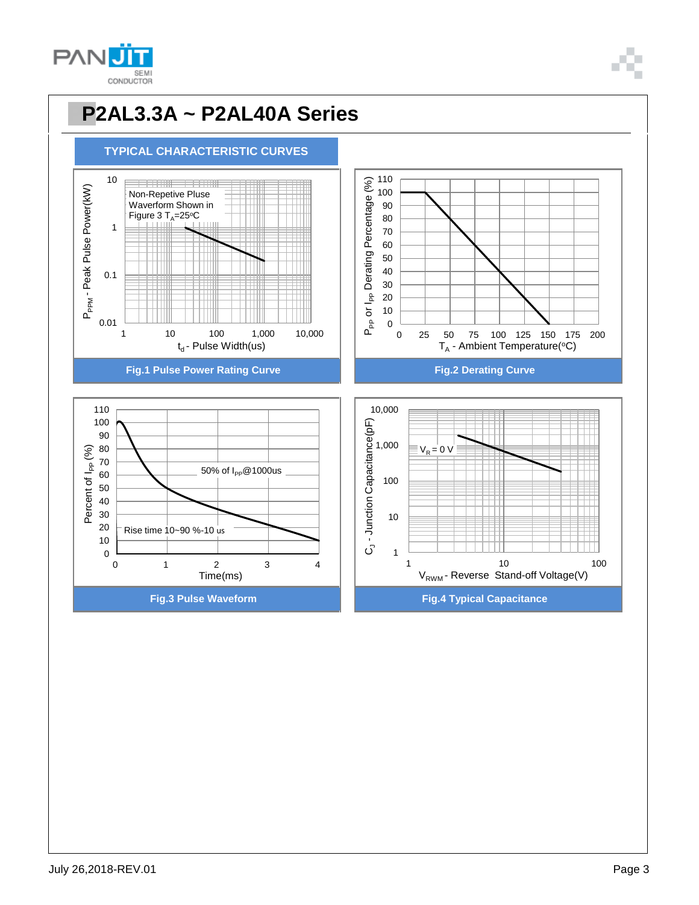# P2AL3.3A ~ P2AL40A Series

## TYPICAL CHARACTERISTIC CURVES

Non-Repetive Pluse Waveform Shown in Figure 3 $T_A$=25°C

$P_{PPM}$ - Peak Pulse Power(kW)

$t_d$ - Pulse Width(us)

**Fig.1 Pulse Power Rating Curve**

$P_{PP}$ or $I_{PP}$ Derating Percentage (%)

$T_A$ - Ambient Temperature(°C)

**Fig.2 Derating Curve**

Percent of $I_{PP}$ (%)

50% of $I_{PP}$@1000us

Rise time 10~90 %-10 us

Time(ms)

**Fig.3 Pulse Waveform**

$C_J$ - Junction Capacitance(pF)

$V_R$ = 0 V

$V_{RWM}$ - Reverse Stand-off Voltage(V)

**Fig.4 Typical Capacitance**

July 26,2018-REV.01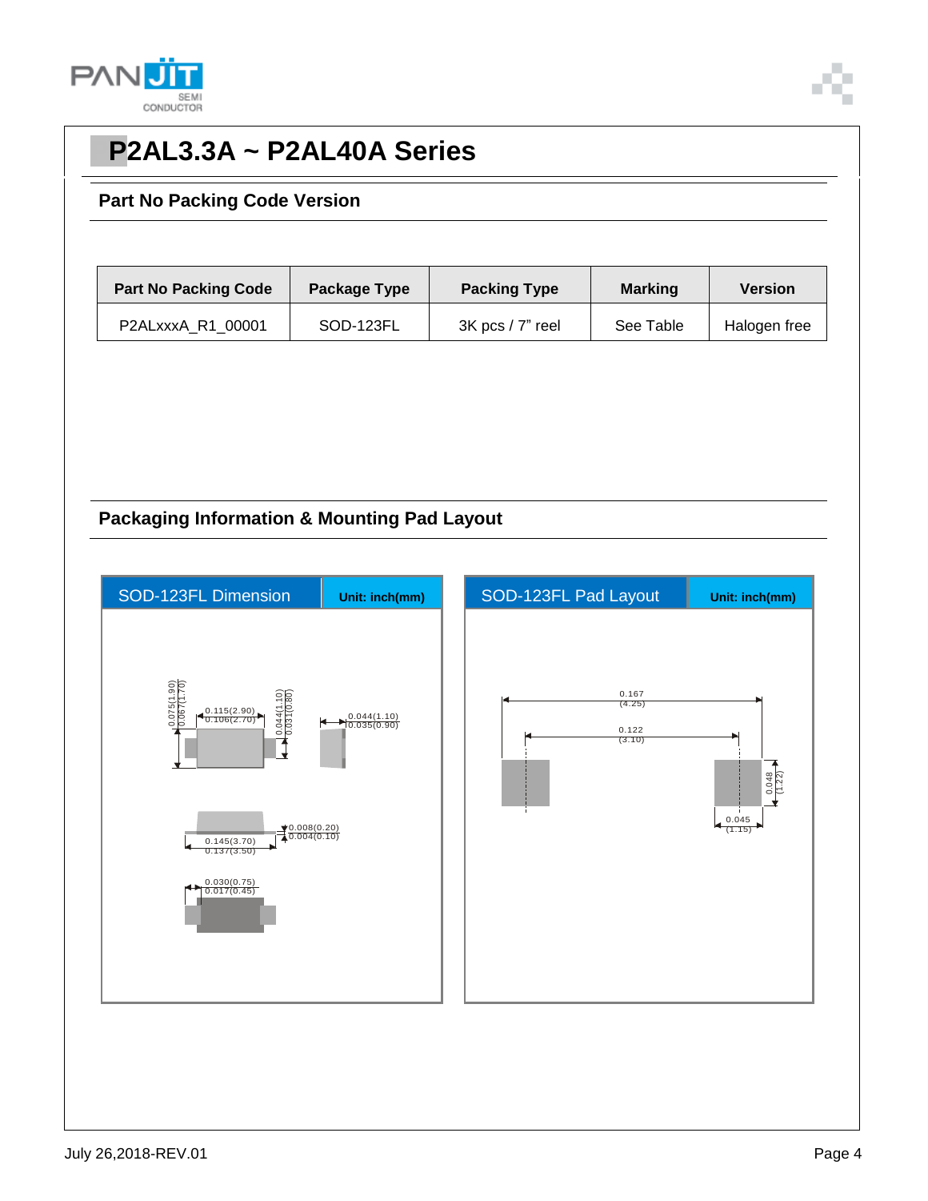# P2AL3.3A ~ P2AL40A Series

## Part No Packing Code Version

| Part No Packing Code | Package Type | Packing Type | Marking | Version |
|---|---|---|---|---|
| P2ALxxxA_R1_00001 | SOD-123FL | 3K pcs / 7" reel | See Table | Halogen free |

## Packaging Information & Mounting Pad Layout

**SOD-123FL Dimension** — Unit: inch(mm)

0.075(1.90)
0.067(1.70)

0.115(2.90)
0.106(2.70)

0.044(1.10)
0.031(0.80)

0.044(1.10)
0.035(0.90)

0.008(0.20)
0.004(0.10)

0.145(3.70)
0.137(3.50)

0.030(0.75)
0.017(0.45)

**SOD-123FL Pad Layout** — Unit: inch(mm)

0.167
(4.25)

0.122
(3.10)

0.048
(1.22)

0.045
(1.15)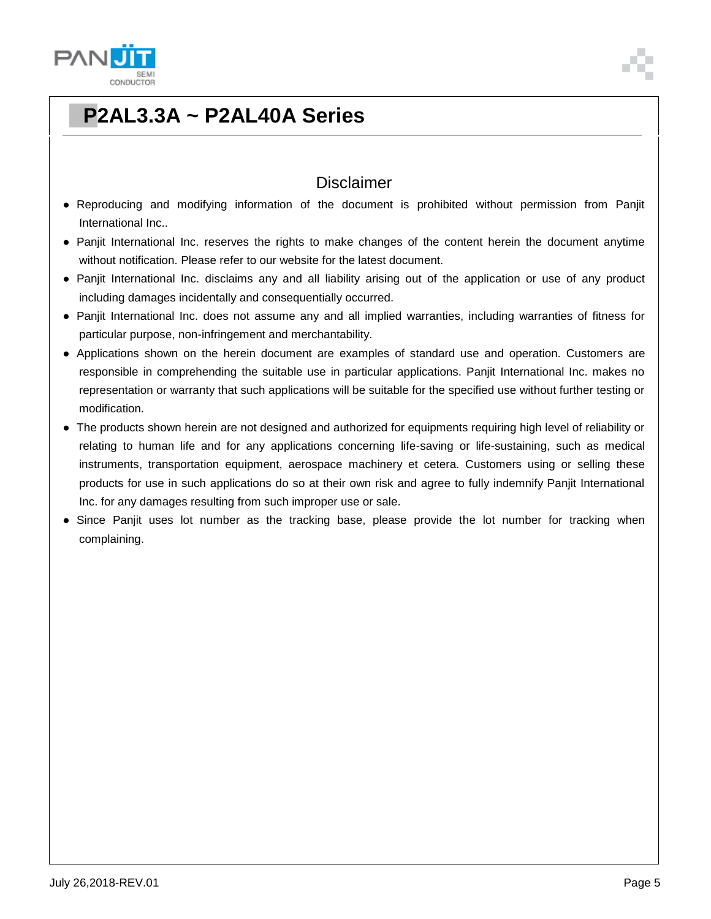# P2AL3.3A ~ P2AL40A Series

## Disclaimer

- Reproducing and modifying information of the document is prohibited without permission from Panjit International Inc..
- Panjit International Inc. reserves the rights to make changes of the content herein the document anytime without notification. Please refer to our website for the latest document.
- Panjit International Inc. disclaims any and all liability arising out of the application or use of any product including damages incidentally and consequentially occurred.
- Panjit International Inc. does not assume any and all implied warranties, including warranties of fitness for particular purpose, non-infringement and merchantability.
- Applications shown on the herein document are examples of standard use and operation. Customers are responsible in comprehending the suitable use in particular applications. Panjit International Inc. makes no representation or warranty that such applications will be suitable for the specified use without further testing or modification.
- The products shown herein are not designed and authorized for equipments requiring high level of reliability or relating to human life and for any applications concerning life-saving or life-sustaining, such as medical instruments, transportation equipment, aerospace machinery et cetera. Customers using or selling these products for use in such applications do so at their own risk and agree to fully indemnify Panjit International Inc. for any damages resulting from such improper use or sale.
- Since Panjit uses lot number as the tracking base, please provide the lot number for tracking when complaining.

July 26,2018-REV.01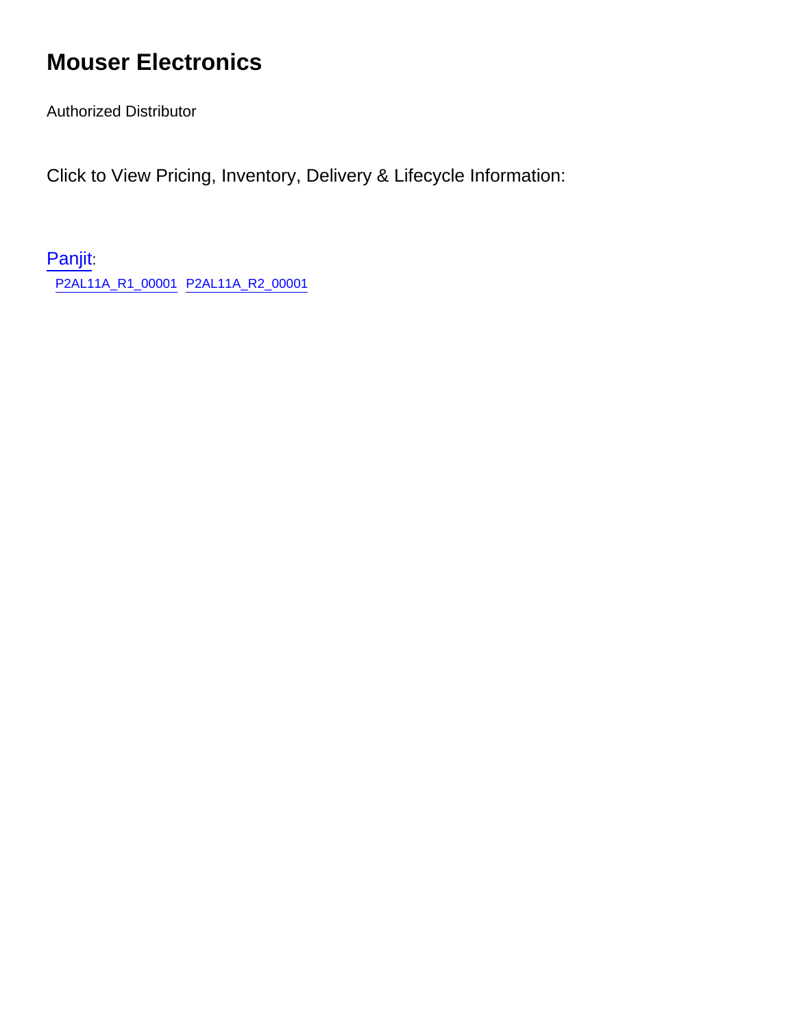# Mouser Electronics

Authorized Distributor

Click to View Pricing, Inventory, Delivery & Lifecycle Information:

Panjit:

P2AL11A_R1_00001 P2AL11A_R2_00001